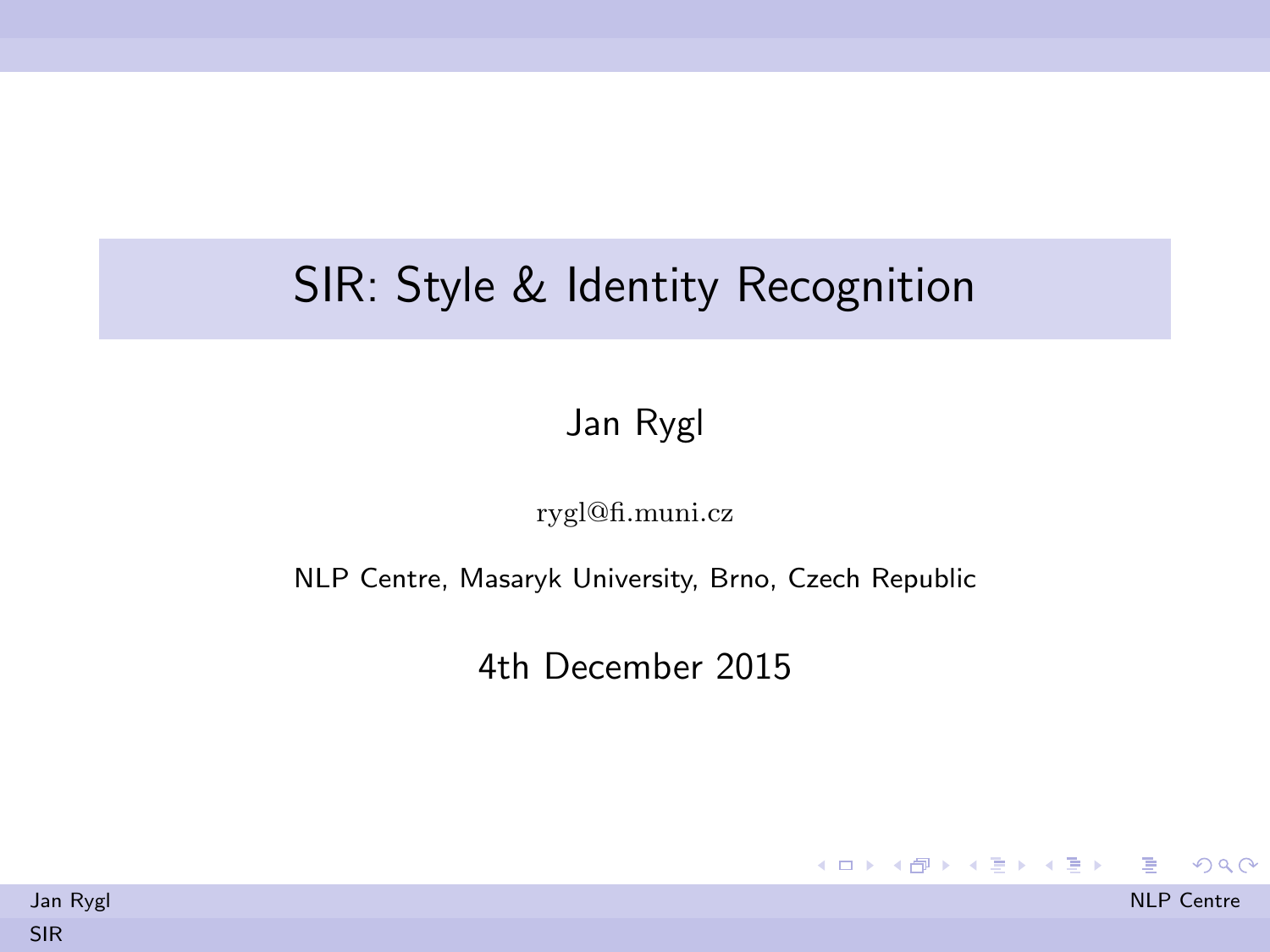# SIR: Style & Identity Recognition

Jan Rygl

rygl@fi.muni.cz

NLP Centre, Masaryk University, Brno, Czech Republic

4th December 2015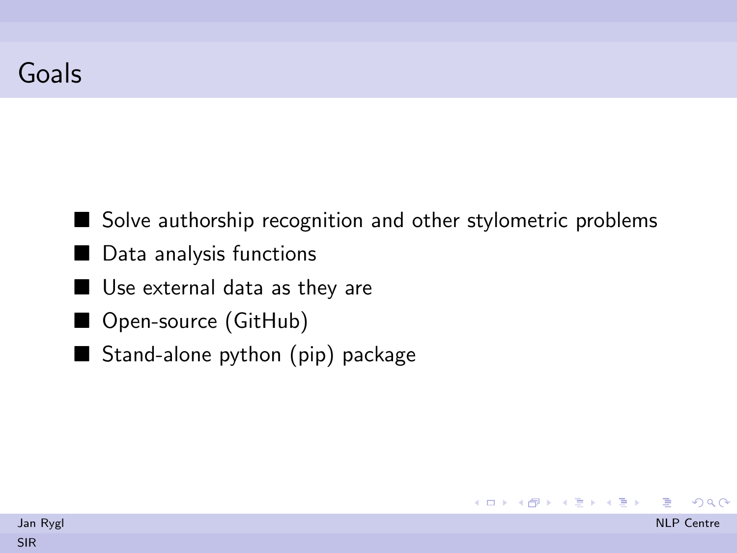# Goals

- Solve authorship recognition and other stylometric problems
- Data analysis functions
- Use external data as they are
- Open-source (GitHub)
- Stand-alone python (pip) package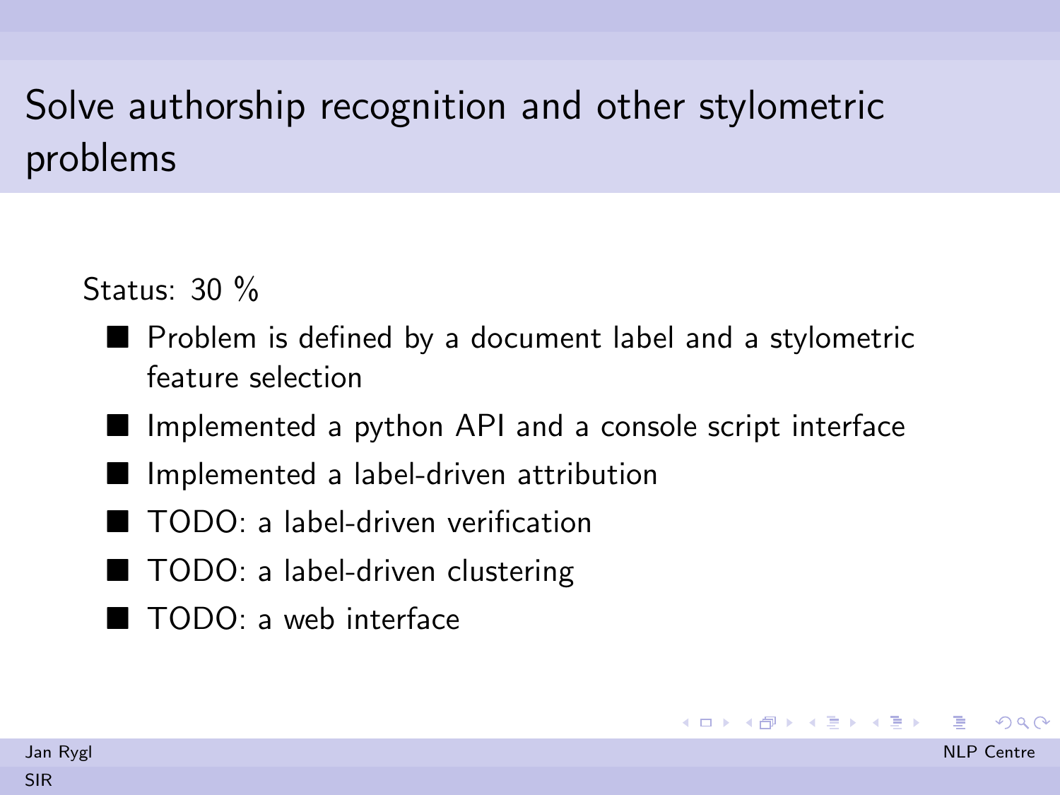# Solve authorship recognition and other stylometric problems

Status: 30 %

- Problem is defined by a document label and a stylometric feature selection
- Implemented a python API and a console script interface
- Implemented a label-driven attribution
- TODO: a label-driven verification
- TODO: a label-driven clustering
- TODO: a web interface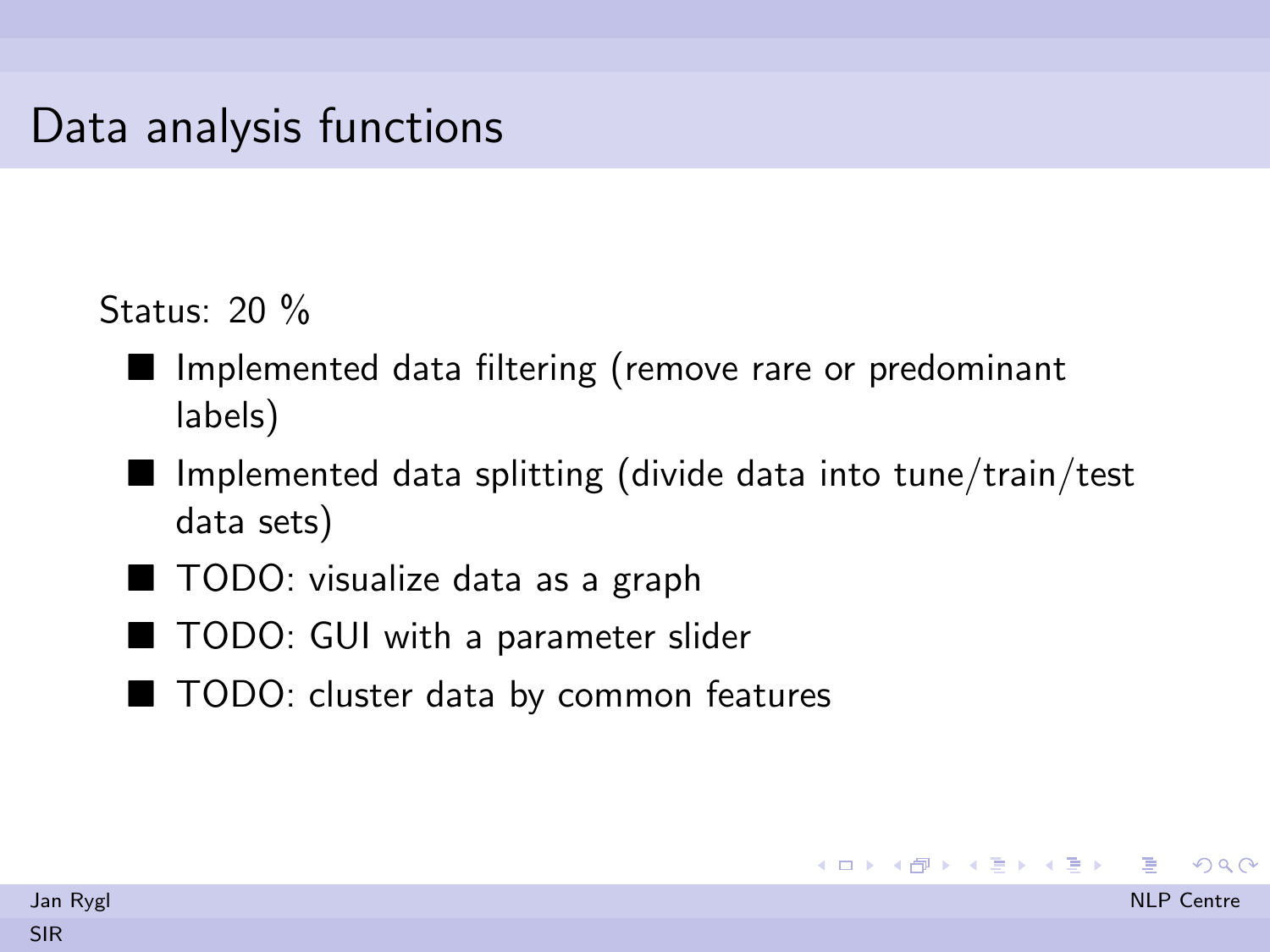# Data analysis functions

Status: 20 %

- Implemented data filtering (remove rare or predominant labels)
- Implemented data splitting (divide data into tune/train/test data sets)
- TODO: visualize data as a graph
- TODO: GUI with a parameter slider
- TODO: cluster data by common features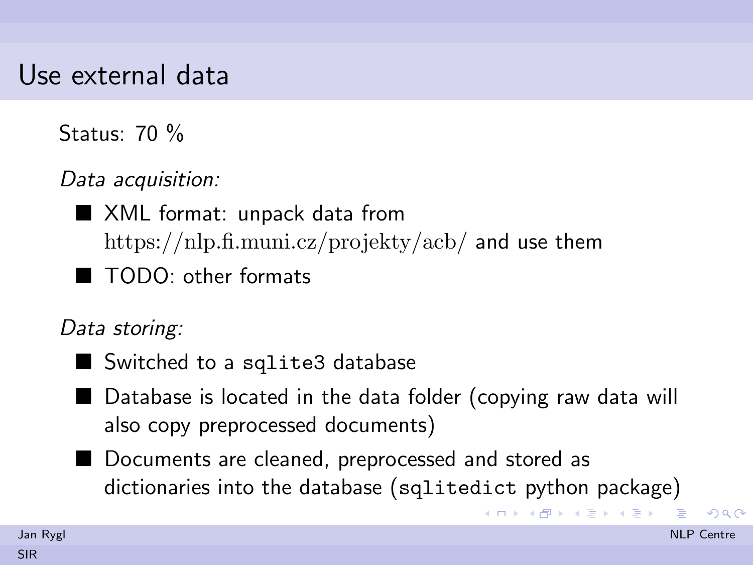# Use external data

Status: 70 %

*Data acquisition:*

- XML format: unpack data from https://nlp.fi.muni.cz/projekty/acb/ and use them
- TODO: other formats

*Data storing:*

- Switched to a `sqlite3` database
- Database is located in the data folder (copying raw data will also copy preprocessed documents)
- Documents are cleaned, preprocessed and stored as dictionaries into the database (`sqlitedict` python package)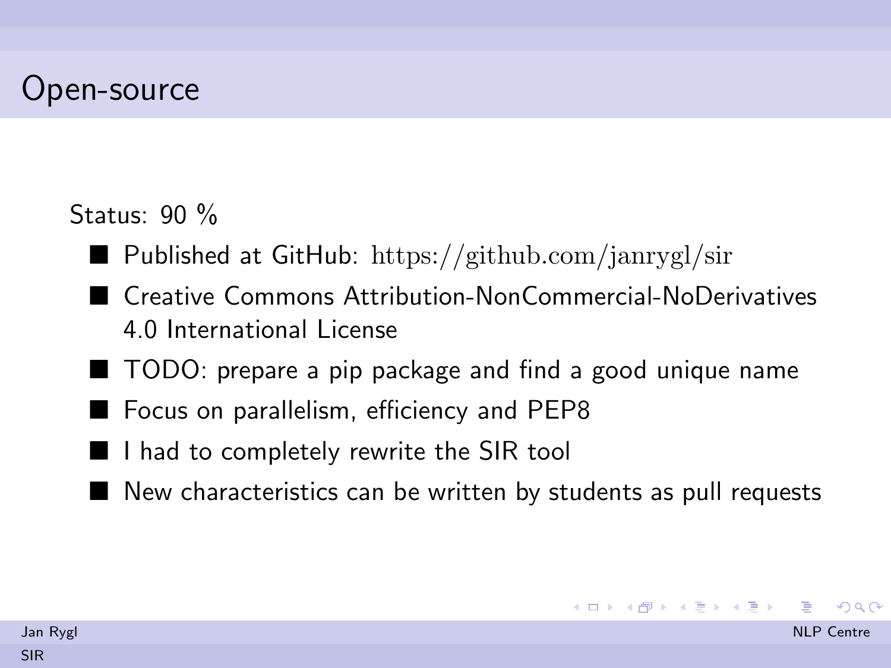# Open-source

Status: 90 %

- Published at GitHub: https://github.com/janrygl/sir
- Creative Commons Attribution-NonCommercial-NoDerivatives 4.0 International License
- TODO: prepare a pip package and find a good unique name
- Focus on parallelism, efficiency and PEP8
- I had to completely rewrite the SIR tool
- New characteristics can be written by students as pull requests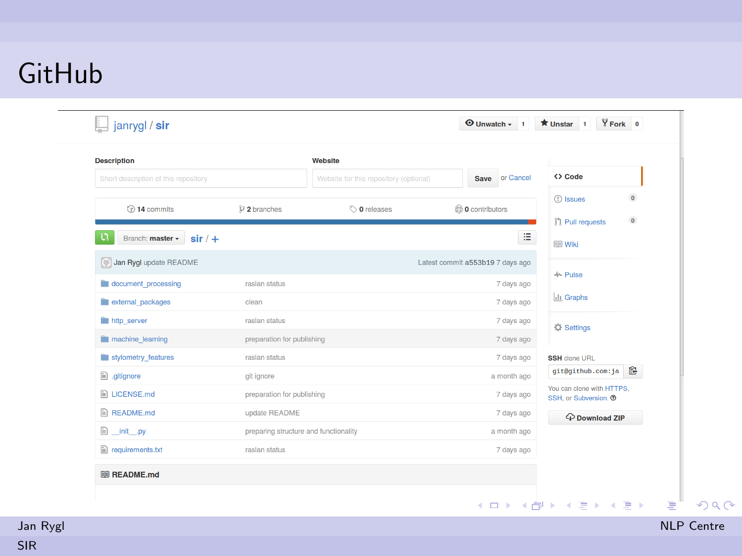# GitHub

janrygl / sir

Unwatch 1 | Unstar 1 | Fork 0

**Description**

Short description of this repository

**Website**

Website for this repository (optional)

Save or Cancel

**14** commits | **2** branches | **0** releases | **0** contributors

Branch: **master** sir / +

Jan Rygl update README — Latest commit a553b19 7 days ago

| | | |
|---|---|---|
| document_processing | raslan status | 7 days ago |
| external_packages | clean | 7 days ago |
| http_server | raslan status | 7 days ago |
| machine_learning | preparation for publishing | 7 days ago |
| stylometry_features | raslan status | 7 days ago |
| .gitignore | git ignore | a month ago |
| LICENSE.md | preparation for publishing | 7 days ago |
| README.md | update README | 7 days ago |
| __init__.py | preparing structure and functionality | a month ago |
| requirements.txt | raslan status | 7 days ago |

**README.md**

- Code
- Issues 0
- Pull requests 0
- Wiki
- Pulse
- Graphs
- Settings

**SSH** clone URL

```
git@github.com:ja
```

You can clone with HTTPS, SSH, or Subversion.

**Download ZIP**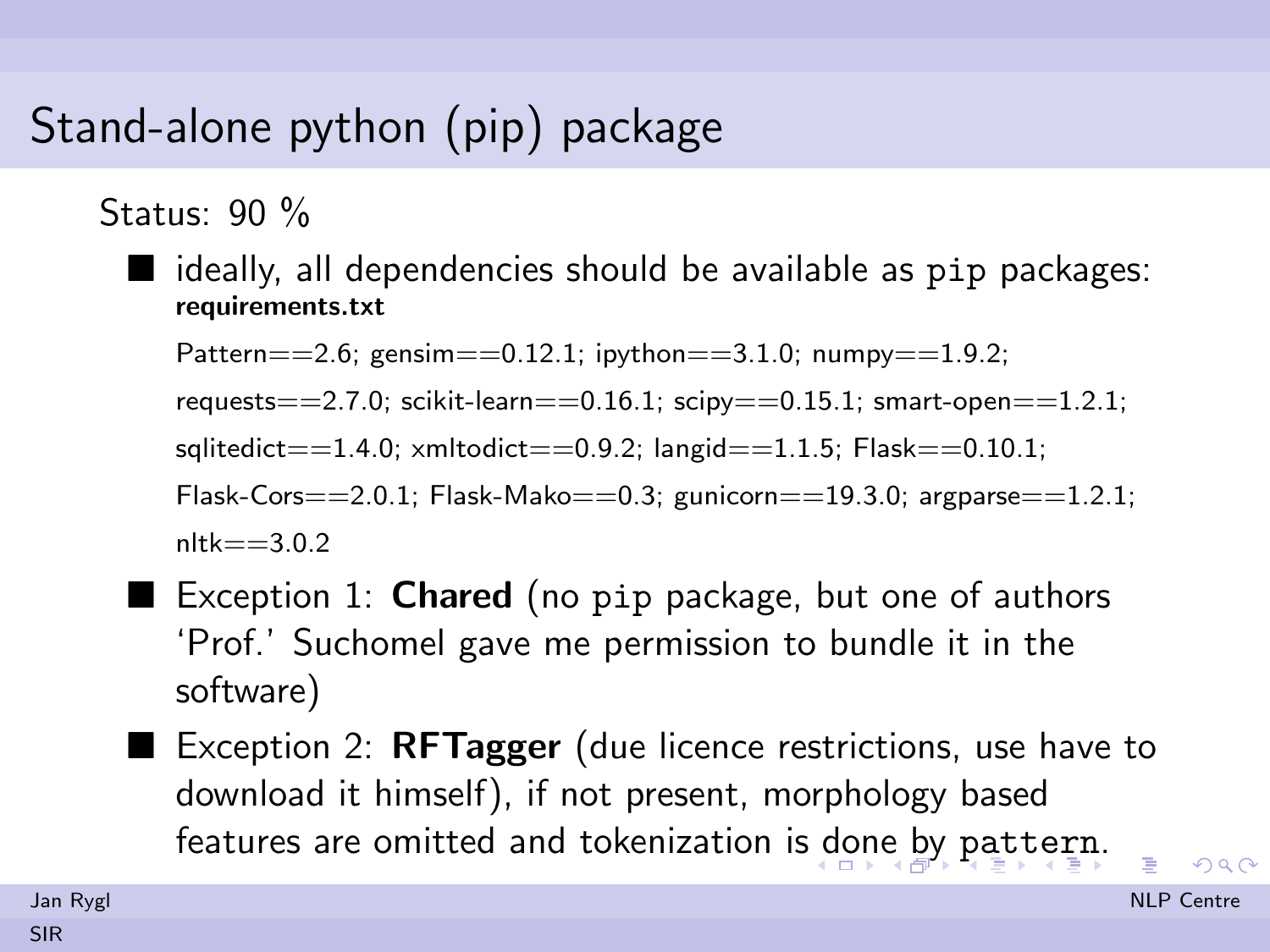# Stand-alone python (pip) package

Status: 90 %

- ideally, all dependencies should be available as `pip` packages: **requirements.txt**

  Pattern==2.6; gensim==0.12.1; ipython==3.1.0; numpy==1.9.2;

  requests==2.7.0; scikit-learn==0.16.1; scipy==0.15.1; smart-open==1.2.1;

  sqlitedict==1.4.0; xmltodict==0.9.2; langid==1.1.5; Flask==0.10.1;

  Flask-Cors==2.0.1; Flask-Mako==0.3; gunicorn==19.3.0; argparse==1.2.1;

  nltk==3.0.2

- Exception 1: **Chared** (no `pip` package, but one of authors ‘Prof.’ Suchomel gave me permission to bundle it in the software)
- Exception 2: **RFTagger** (due licence restrictions, use have to download it himself), if not present, morphology based features are omitted and tokenization is done by `pattern`.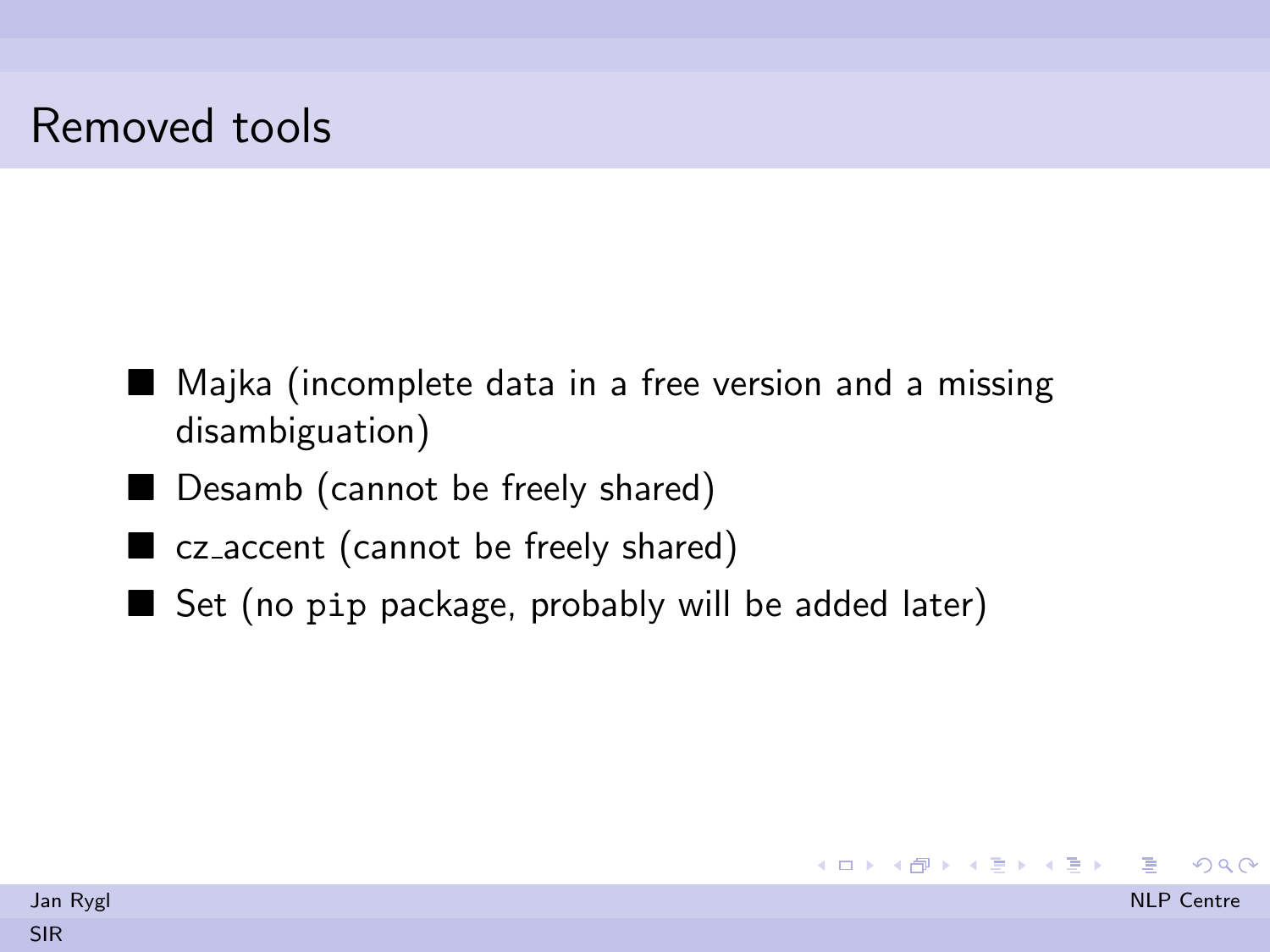# Removed tools

- Majka (incomplete data in a free version and a missing disambiguation)
- Desamb (cannot be freely shared)
- cz_accent (cannot be freely shared)
- Set (no `pip` package, probably will be added later)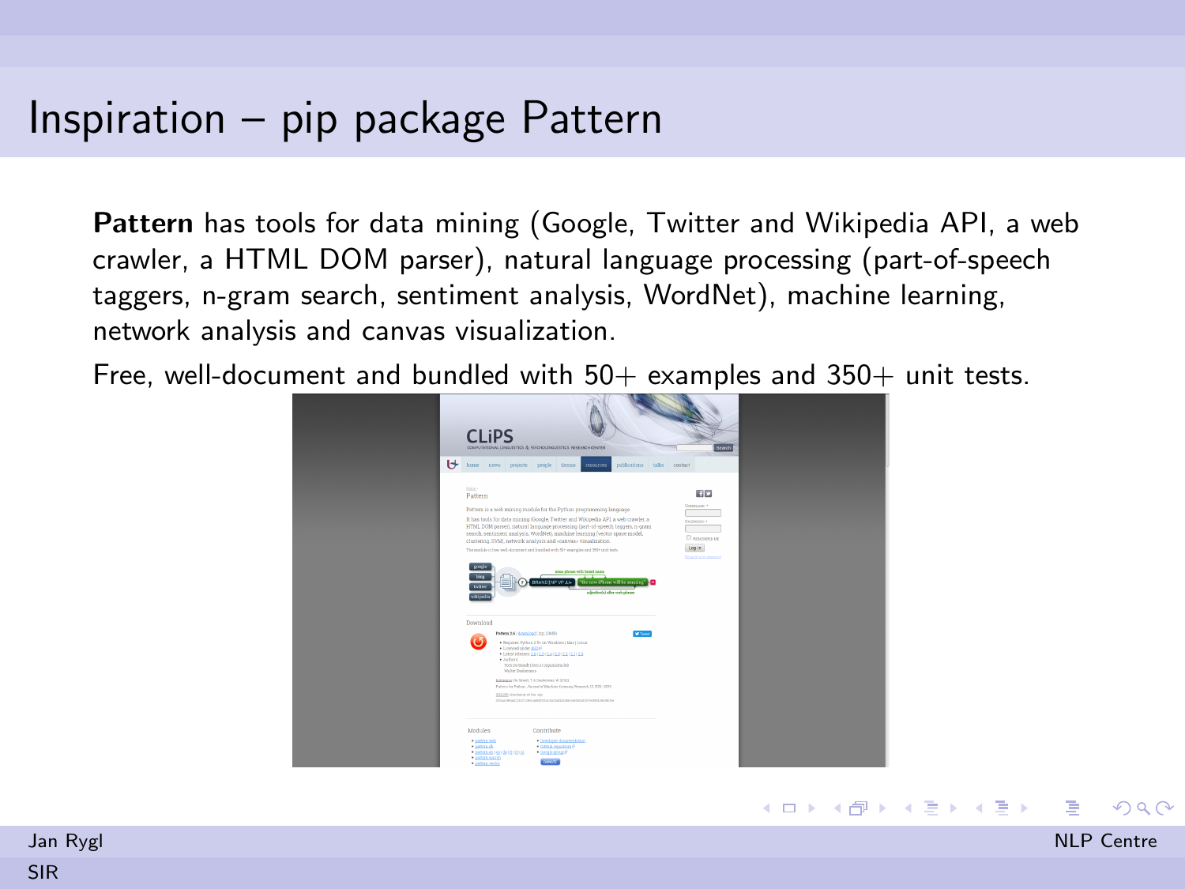# Inspiration – pip package Pattern

**Pattern** has tools for data mining (Google, Twitter and Wikipedia API, a web crawler, a HTML DOM parser), natural language processing (part-of-speech taggers, n-gram search, sentiment analysis, WordNet), machine learning, network analysis and canvas visualization.

Free, well-document and bundled with 50+ examples and 350+ unit tests.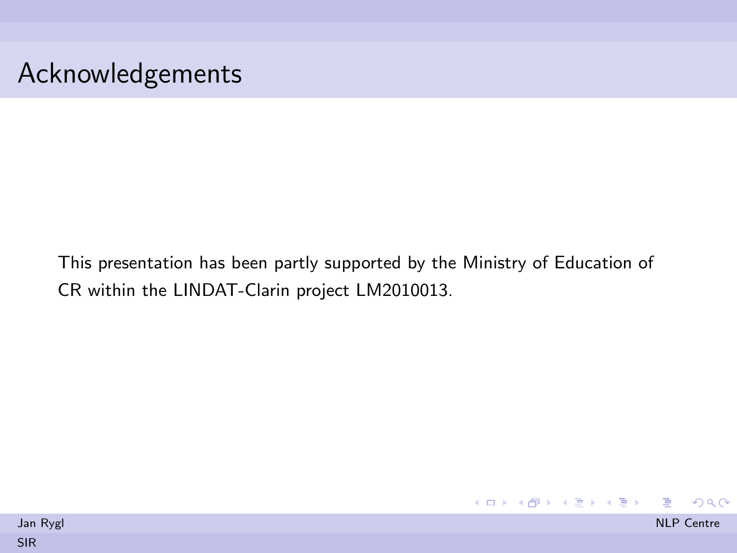# Acknowledgements

This presentation has been partly supported by the Ministry of Education of CR within the LINDAT-Clarin project LM2010013.